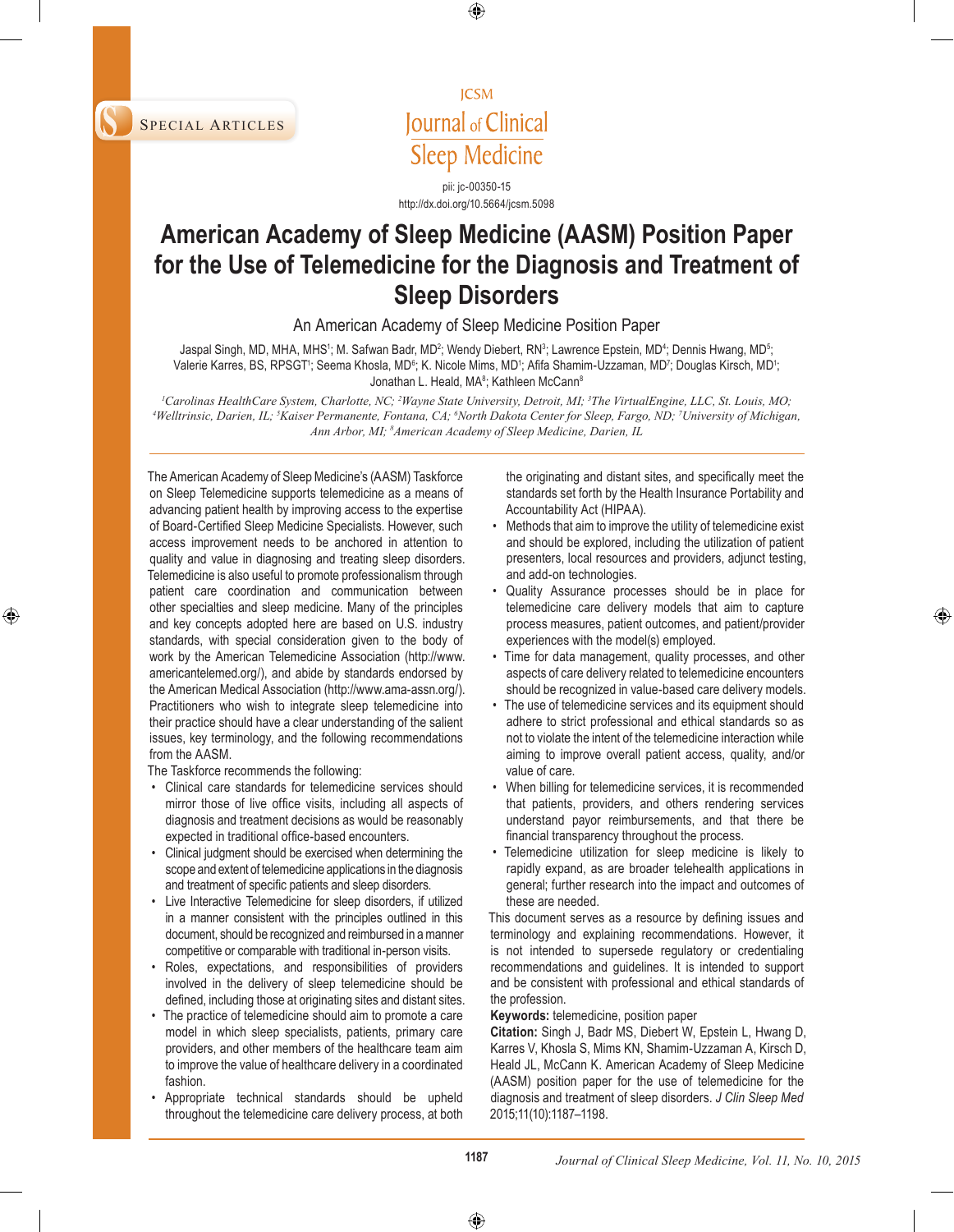SPECIAL ARTICLES

pii: jc-00350-15
http://dx.doi.org/10.5664/jcsm.5098

# American Academy of Sleep Medicine (AASM) Position Paper for the Use of Telemedicine for the Diagnosis and Treatment of Sleep Disorders

## An American Academy of Sleep Medicine Position Paper

Jaspal Singh, MD, MHA, MHS[1]; M. Safwan Badr, MD[2]; Wendy Diebert, RN[3]; Lawrence Epstein, MD[4]; Dennis Hwang, MD[5]; Valerie Karres, BS, RPSGT[1]; Seema Khosla, MD[6]; K. Nicole Mims, MD[1]; Afifa Shamim-Uzzaman, MD[7]; Douglas Kirsch, MD[1]; Jonathan L. Heald, MA[8]; Kathleen McCann[8]

*[1]Carolinas HealthCare System, Charlotte, NC; [2]Wayne State University, Detroit, MI; [3]The VirtualEngine, LLC, St. Louis, MO; [4]Welltrinsic, Darien, IL; [5]Kaiser Permanente, Fontana, CA; [6]North Dakota Center for Sleep, Fargo, ND; [7]University of Michigan, Ann Arbor, MI; [8]American Academy of Sleep Medicine, Darien, IL*

The American Academy of Sleep Medicine's (AASM) Taskforce on Sleep Telemedicine supports telemedicine as a means of advancing patient health by improving access to the expertise of Board-Certified Sleep Medicine Specialists. However, such access improvement needs to be anchored in attention to quality and value in diagnosing and treating sleep disorders. Telemedicine is also useful to promote professionalism through patient care coordination and communication between other specialties and sleep medicine. Many of the principles and key concepts adopted here are based on U.S. industry standards, with special consideration given to the body of work by the American Telemedicine Association (http://www.americantelemed.org/), and abide by standards endorsed by the American Medical Association (http://www.ama-assn.org/). Practitioners who wish to integrate sleep telemedicine into their practice should have a clear understanding of the salient issues, key terminology, and the following recommendations from the AASM.

The Taskforce recommends the following:

- Clinical care standards for telemedicine services should mirror those of live office visits, including all aspects of diagnosis and treatment decisions as would be reasonably expected in traditional office-based encounters.
- Clinical judgment should be exercised when determining the scope and extent of telemedicine applications in the diagnosis and treatment of specific patients and sleep disorders.
- Live Interactive Telemedicine for sleep disorders, if utilized in a manner consistent with the principles outlined in this document, should be recognized and reimbursed in a manner competitive or comparable with traditional in-person visits.
- Roles, expectations, and responsibilities of providers involved in the delivery of sleep telemedicine should be defined, including those at originating sites and distant sites.
- The practice of telemedicine should aim to promote a care model in which sleep specialists, patients, primary care providers, and other members of the healthcare team aim to improve the value of healthcare delivery in a coordinated fashion.
- Appropriate technical standards should be upheld throughout the telemedicine care delivery process, at both the originating and distant sites, and specifically meet the standards set forth by the Health Insurance Portability and Accountability Act (HIPAA).
- Methods that aim to improve the utility of telemedicine exist and should be explored, including the utilization of patient presenters, local resources and providers, adjunct testing, and add-on technologies.
- Quality Assurance processes should be in place for telemedicine care delivery models that aim to capture process measures, patient outcomes, and patient/provider experiences with the model(s) employed.
- Time for data management, quality processes, and other aspects of care delivery related to telemedicine encounters should be recognized in value-based care delivery models.
- The use of telemedicine services and its equipment should adhere to strict professional and ethical standards so as not to violate the intent of the telemedicine interaction while aiming to improve overall patient access, quality, and/or value of care.
- When billing for telemedicine services, it is recommended that patients, providers, and others rendering services understand payor reimbursements, and that there be financial transparency throughout the process.
- Telemedicine utilization for sleep medicine is likely to rapidly expand, as are broader telehealth applications in general; further research into the impact and outcomes of these are needed.

This document serves as a resource by defining issues and terminology and explaining recommendations. However, it is not intended to supersede regulatory or credentialing recommendations and guidelines. It is intended to support and be consistent with professional and ethical standards of the profession.

**Keywords:** telemedicine, position paper

**Citation:** Singh J, Badr MS, Diebert W, Epstein L, Hwang D, Karres V, Khosla S, Mims KN, Shamim-Uzzaman A, Kirsch D, Heald JL, McCann K. American Academy of Sleep Medicine (AASM) position paper for the use of telemedicine for the diagnosis and treatment of sleep disorders. *J Clin Sleep Med* 2015;11(10):1187–1198.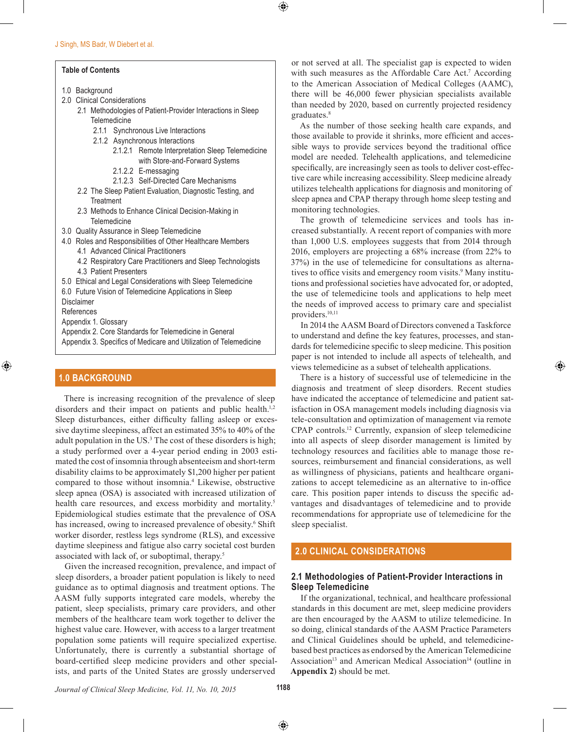**Table of Contents**

- 1.0 Background
- 2.0 Clinical Considerations
  - 2.1 Methodologies of Patient-Provider Interactions in Sleep Telemedicine
    - 2.1.1 Synchronous Live Interactions
    - 2.1.2 Asynchronous Interactions
      - 2.1.2.1 Remote Interpretation Sleep Telemedicine with Store-and-Forward Systems
      - 2.1.2.2 E-messaging
      - 2.1.2.3 Self-Directed Care Mechanisms
  - 2.2 The Sleep Patient Evaluation, Diagnostic Testing, and Treatment
  - 2.3 Methods to Enhance Clinical Decision-Making in Telemedicine
- 3.0 Quality Assurance in Sleep Telemedicine
- 4.0 Roles and Responsibilities of Other Healthcare Members
  - 4.1 Advanced Clinical Practitioners
  - 4.2 Respiratory Care Practitioners and Sleep Technologists
  - 4.3 Patient Presenters
- 5.0 Ethical and Legal Considerations with Sleep Telemedicine
- 6.0 Future Vision of Telemedicine Applications in Sleep
- Disclaimer
- References
- Appendix 1. Glossary
- Appendix 2. Core Standards for Telemedicine in General
- Appendix 3. Specifics of Medicare and Utilization of Telemedicine

## 1.0 BACKGROUND

There is increasing recognition of the prevalence of sleep disorders and their impact on patients and public health.[1,2] Sleep disturbances, either difficulty falling asleep or excessive daytime sleepiness, affect an estimated 35% to 40% of the adult population in the US.[3] The cost of these disorders is high; a study performed over a 4-year period ending in 2003 estimated the cost of insomnia through absenteeism and short-term disability claims to be approximately $1,200 higher per patient compared to those without insomnia.[4] Likewise, obstructive sleep apnea (OSA) is associated with increased utilization of health care resources, and excess morbidity and mortality.[5] Epidemiological studies estimate that the prevalence of OSA has increased, owing to increased prevalence of obesity.[6] Shift worker disorder, restless legs syndrome (RLS), and excessive daytime sleepiness and fatigue also carry societal cost burden associated with lack of, or suboptimal, therapy.[5]

Given the increased recognition, prevalence, and impact of sleep disorders, a broader patient population is likely to need guidance as to optimal diagnosis and treatment options. The AASM fully supports integrated care models, whereby the patient, sleep specialists, primary care providers, and other members of the healthcare team work together to deliver the highest value care. However, with access to a larger treatment population some patients will require specialized expertise. Unfortunately, there is currently a substantial shortage of board-certified sleep medicine providers and other specialists, and parts of the United States are grossly underserved or not served at all. The specialist gap is expected to widen with such measures as the Affordable Care Act.[7] According to the American Association of Medical Colleges (AAMC), there will be 46,000 fewer physician specialists available than needed by 2020, based on currently projected residency graduates.[8]

As the number of those seeking health care expands, and those available to provide it shrinks, more efficient and accessible ways to provide services beyond the traditional office model are needed. Telehealth applications, and telemedicine specifically, are increasingly seen as tools to deliver cost-effective care while increasing accessibility. Sleep medicine already utilizes telehealth applications for diagnosis and monitoring of sleep apnea and CPAP therapy through home sleep testing and monitoring technologies.

The growth of telemedicine services and tools has increased substantially. A recent report of companies with more than 1,000 U.S. employees suggests that from 2014 through 2016, employers are projecting a 68% increase (from 22% to 37%) in the use of telemedicine for consultations as alternatives to office visits and emergency room visits.[9] Many institutions and professional societies have advocated for, or adopted, the use of telemedicine tools and applications to help meet the needs of improved access to primary care and specialist providers.[10,11]

In 2014 the AASM Board of Directors convened a Taskforce to understand and define the key features, processes, and standards for telemedicine specific to sleep medicine. This position paper is not intended to include all aspects of telehealth, and views telemedicine as a subset of telehealth applications.

There is a history of successful use of telemedicine in the diagnosis and treatment of sleep disorders. Recent studies have indicated the acceptance of telemedicine and patient satisfaction in OSA management models including diagnosis via tele-consultation and optimization of management via remote CPAP controls.[12] Currently, expansion of sleep telemedicine into all aspects of sleep disorder management is limited by technology resources and facilities able to manage those resources, reimbursement and financial considerations, as well as willingness of physicians, patients and healthcare organizations to accept telemedicine as an alternative to in-office care. This position paper intends to discuss the specific advantages and disadvantages of telemedicine and to provide recommendations for appropriate use of telemedicine for the sleep specialist.

## 2.0 CLINICAL CONSIDERATIONS

### 2.1 Methodologies of Patient-Provider Interactions in Sleep Telemedicine

If the organizational, technical, and healthcare professional standards in this document are met, sleep medicine providers are then encouraged by the AASM to utilize telemedicine. In so doing, clinical standards of the AASM Practice Parameters and Clinical Guidelines should be upheld, and telemedicine-based best practices as endorsed by the American Telemedicine Association[13] and American Medical Association[14] (outline in **Appendix 2**) should be met.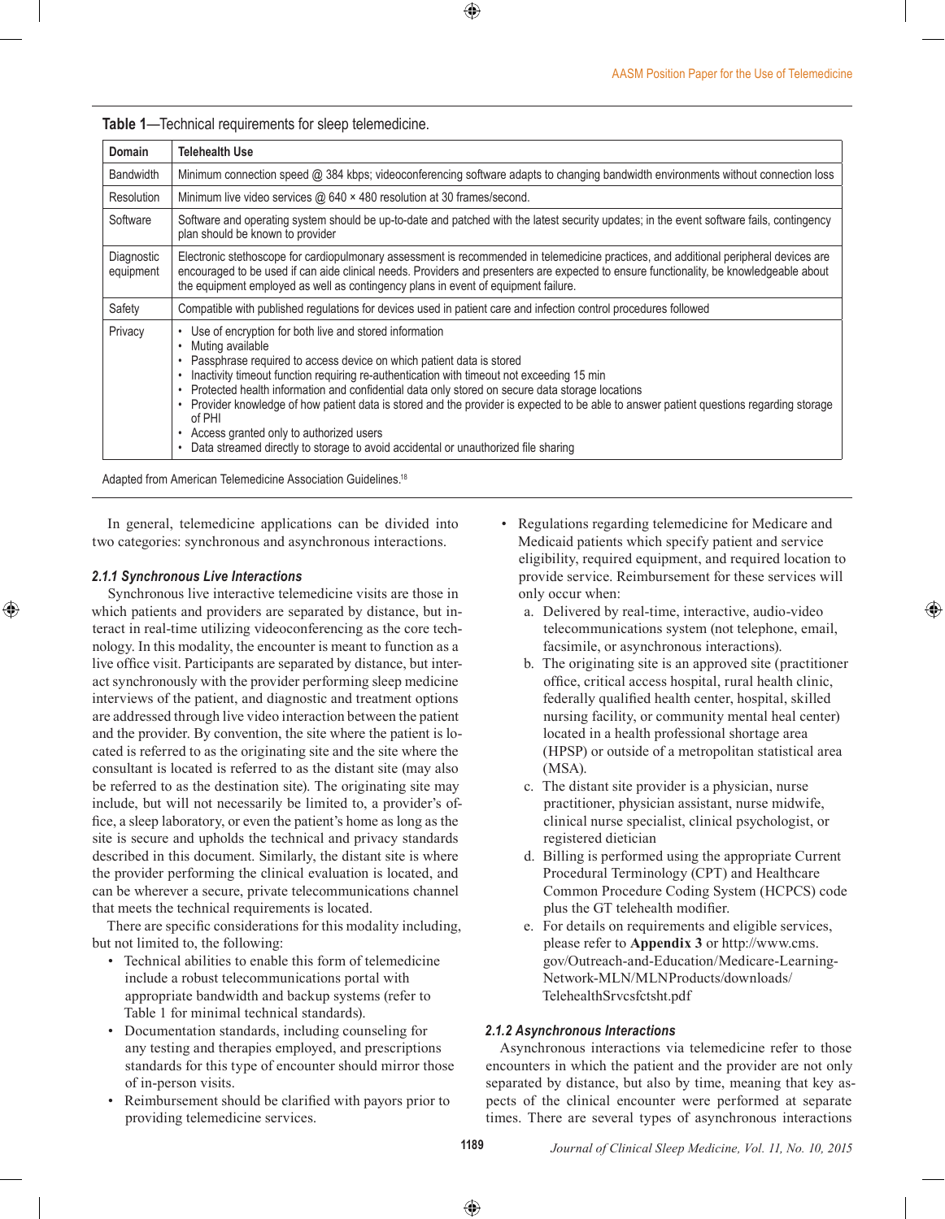**Table 1**—Technical requirements for sleep telemedicine.

| Domain | Telehealth Use |
|---|---|
| Bandwidth | Minimum connection speed @ 384 kbps; videoconferencing software adapts to changing bandwidth environments without connection loss |
| Resolution | Minimum live video services @ 640 × 480 resolution at 30 frames/second. |
| Software | Software and operating system should be up-to-date and patched with the latest security updates; in the event software fails, contingency plan should be known to provider |
| Diagnostic equipment | Electronic stethoscope for cardiopulmonary assessment is recommended in telemedicine practices, and additional peripheral devices are encouraged to be used if can aide clinical needs. Providers and presenters are expected to ensure functionality, be knowledgeable about the equipment employed as well as contingency plans in event of equipment failure. |
| Safety | Compatible with published regulations for devices used in patient care and infection control procedures followed |
| Privacy | • Use of encryption for both live and stored information<br>• Muting available<br>• Passphrase required to access device on which patient data is stored<br>• Inactivity timeout function requiring re-authentication with timeout not exceeding 15 min<br>• Protected health information and confidential data only stored on secure data storage locations<br>• Provider knowledge of how patient data is stored and the provider is expected to be able to answer patient questions regarding storage of PHI<br>• Access granted only to authorized users<br>• Data streamed directly to storage to avoid accidental or unauthorized file sharing |

Adapted from American Telemedicine Association Guidelines.[18]

In general, telemedicine applications can be divided into two categories: synchronous and asynchronous interactions.

### *2.1.1 Synchronous Live Interactions*

Synchronous live interactive telemedicine visits are those in which patients and providers are separated by distance, but interact in real-time utilizing videoconferencing as the core technology. In this modality, the encounter is meant to function as a live office visit. Participants are separated by distance, but interact synchronously with the provider performing sleep medicine interviews of the patient, and diagnostic and treatment options are addressed through live video interaction between the patient and the provider. By convention, the site where the patient is located is referred to as the originating site and the site where the consultant is located is referred to as the distant site (may also be referred to as the destination site). The originating site may include, but will not necessarily be limited to, a provider's office, a sleep laboratory, or even the patient's home as long as the site is secure and upholds the technical and privacy standards described in this document. Similarly, the distant site is where the provider performing the clinical evaluation is located, and can be wherever a secure, private telecommunications channel that meets the technical requirements is located.

There are specific considerations for this modality including, but not limited to, the following:

- Technical abilities to enable this form of telemedicine include a robust telecommunications portal with appropriate bandwidth and backup systems (refer to Table 1 for minimal technical standards).
- Documentation standards, including counseling for any testing and therapies employed, and prescriptions standards for this type of encounter should mirror those of in-person visits.
- Reimbursement should be clarified with payors prior to providing telemedicine services.
- Regulations regarding telemedicine for Medicare and Medicaid patients which specify patient and service eligibility, required equipment, and required location to provide service. Reimbursement for these services will only occur when:
  a. Delivered by real-time, interactive, audio-video telecommunications system (not telephone, email, facsimile, or asynchronous interactions).
  b. The originating site is an approved site (practitioner office, critical access hospital, rural health clinic, federally qualified health center, hospital, skilled nursing facility, or community mental heal center) located in a health professional shortage area (HPSP) or outside of a metropolitan statistical area (MSA).
  c. The distant site provider is a physician, nurse practitioner, physician assistant, nurse midwife, clinical nurse specialist, clinical psychologist, or registered dietician
  d. Billing is performed using the appropriate Current Procedural Terminology (CPT) and Healthcare Common Procedure Coding System (HCPCS) code plus the GT telehealth modifier.
  e. For details on requirements and eligible services, please refer to **Appendix 3** or http://www.cms.gov/Outreach-and-Education/Medicare-Learning-Network-MLN/MLNProducts/downloads/TelehealthSrvcsfctsht.pdf

### *2.1.2 Asynchronous Interactions*

Asynchronous interactions via telemedicine refer to those encounters in which the patient and the provider are not only separated by distance, but also by time, meaning that key aspects of the clinical encounter were performed at separate times. There are several types of asynchronous interactions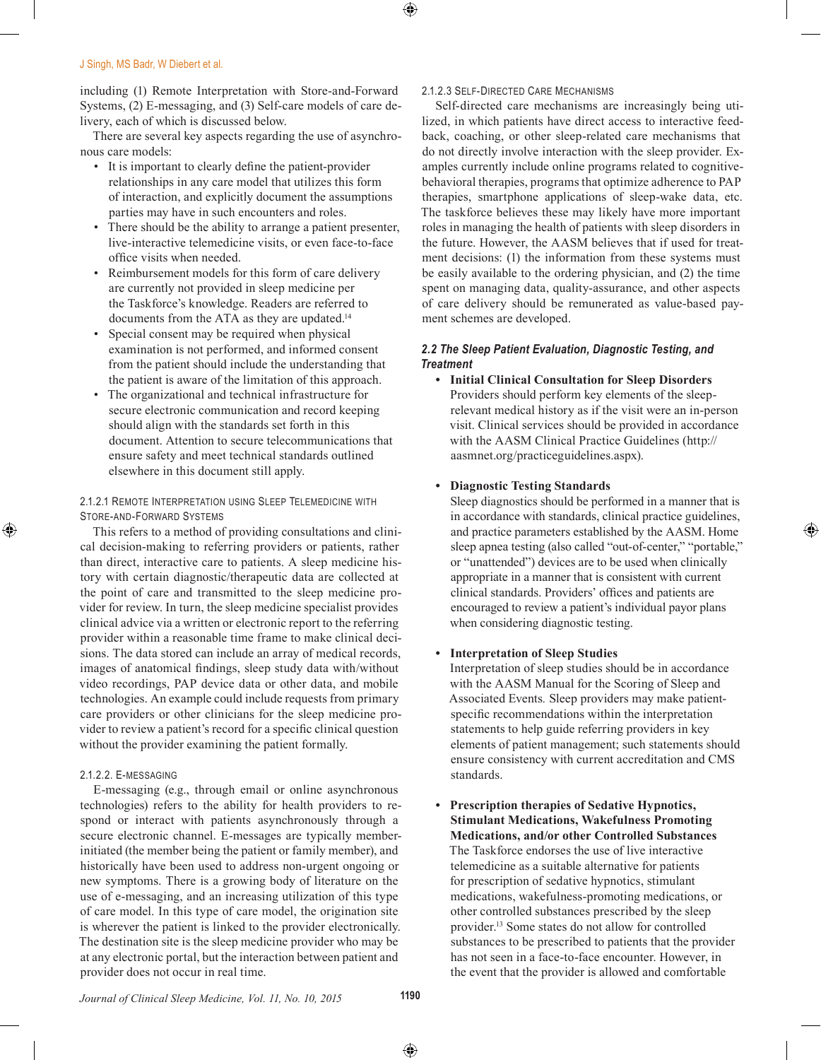including (1) Remote Interpretation with Store-and-Forward Systems, (2) E-messaging, and (3) Self-care models of care delivery, each of which is discussed below.

There are several key aspects regarding the use of asynchronous care models:

- It is important to clearly define the patient-provider relationships in any care model that utilizes this form of interaction, and explicitly document the assumptions parties may have in such encounters and roles.
- There should be the ability to arrange a patient presenter, live-interactive telemedicine visits, or even face-to-face office visits when needed.
- Reimbursement models for this form of care delivery are currently not provided in sleep medicine per the Taskforce's knowledge. Readers are referred to documents from the ATA as they are updated.[14]
- Special consent may be required when physical examination is not performed, and informed consent from the patient should include the understanding that the patient is aware of the limitation of this approach.
- The organizational and technical infrastructure for secure electronic communication and record keeping should align with the standards set forth in this document. Attention to secure telecommunications that ensure safety and meet technical standards outlined elsewhere in this document still apply.

#### 2.1.2.1 Remote Interpretation using Sleep Telemedicine with Store-and-Forward Systems

This refers to a method of providing consultations and clinical decision-making to referring providers or patients, rather than direct, interactive care to patients. A sleep medicine history with certain diagnostic/therapeutic data are collected at the point of care and transmitted to the sleep medicine provider for review. In turn, the sleep medicine specialist provides clinical advice via a written or electronic report to the referring provider within a reasonable time frame to make clinical decisions. The data stored can include an array of medical records, images of anatomical findings, sleep study data with/without video recordings, PAP device data or other data, and mobile technologies. An example could include requests from primary care providers or other clinicians for the sleep medicine provider to review a patient's record for a specific clinical question without the provider examining the patient formally.

#### 2.1.2.2. E-Messaging

E-messaging (e.g., through email or online asynchronous technologies) refers to the ability for health providers to respond or interact with patients asynchronously through a secure electronic channel. E-messages are typically member-initiated (the member being the patient or family member), and historically have been used to address non-urgent ongoing or new symptoms. There is a growing body of literature on the use of e-messaging, and an increasing utilization of this type of care model. In this type of care model, the origination site is wherever the patient is linked to the provider electronically. The destination site is the sleep medicine provider who may be at any electronic portal, but the interaction between patient and provider does not occur in real time.

#### 2.1.2.3 Self-Directed Care Mechanisms

Self-directed care mechanisms are increasingly being utilized, in which patients have direct access to interactive feedback, coaching, or other sleep-related care mechanisms that do not directly involve interaction with the sleep provider. Examples currently include online programs related to cognitive-behavioral therapies, programs that optimize adherence to PAP therapies, smartphone applications of sleep-wake data, etc. The taskforce believes these may likely have more important roles in managing the health of patients with sleep disorders in the future. However, the AASM believes that if used for treatment decisions: (1) the information from these systems must be easily available to the ordering physician, and (2) the time spent on managing data, quality-assurance, and other aspects of care delivery should be remunerated as value-based payment schemes are developed.

### *2.2 The Sleep Patient Evaluation, Diagnostic Testing, and Treatment*

- **Initial Clinical Consultation for Sleep Disorders**
  Providers should perform key elements of the sleep-relevant medical history as if the visit were an in-person visit. Clinical services should be provided in accordance with the AASM Clinical Practice Guidelines (http://aasmnet.org/practiceguidelines.aspx).

- **Diagnostic Testing Standards**
  Sleep diagnostics should be performed in a manner that is in accordance with standards, clinical practice guidelines, and practice parameters established by the AASM. Home sleep apnea testing (also called "out-of-center," "portable," or "unattended") devices are to be used when clinically appropriate in a manner that is consistent with current clinical standards. Providers' offices and patients are encouraged to review a patient's individual payor plans when considering diagnostic testing.

- **Interpretation of Sleep Studies**
  Interpretation of sleep studies should be in accordance with the AASM Manual for the Scoring of Sleep and Associated Events. Sleep providers may make patient-specific recommendations within the interpretation statements to help guide referring providers in key elements of patient management; such statements should ensure consistency with current accreditation and CMS standards.

- **Prescription therapies of Sedative Hypnotics, Stimulant Medications, Wakefulness Promoting Medications, and/or other Controlled Substances**
  The Taskforce endorses the use of live interactive telemedicine as a suitable alternative for patients for prescription of sedative hypnotics, stimulant medications, wakefulness-promoting medications, or other controlled substances prescribed by the sleep provider.[13] Some states do not allow for controlled substances to be prescribed to patients that the provider has not seen in a face-to-face encounter. However, in the event that the provider is allowed and comfortable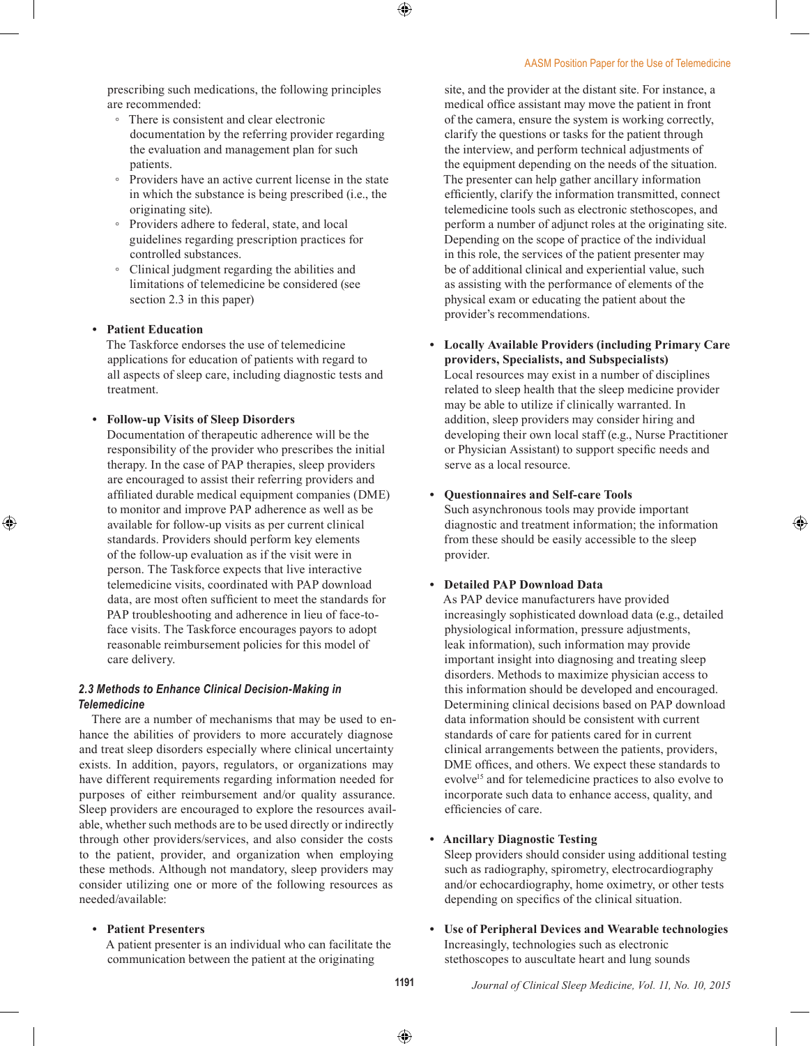prescribing such medications, the following principles are recommended:

- There is consistent and clear electronic documentation by the referring provider regarding the evaluation and management plan for such patients.
- Providers have an active current license in the state in which the substance is being prescribed (i.e., the originating site).
- Providers adhere to federal, state, and local guidelines regarding prescription practices for controlled substances.
- Clinical judgment regarding the abilities and limitations of telemedicine be considered (see section 2.3 in this paper)

- **Patient Education**
  The Taskforce endorses the use of telemedicine applications for education of patients with regard to all aspects of sleep care, including diagnostic tests and treatment.

- **Follow-up Visits of Sleep Disorders**
  Documentation of therapeutic adherence will be the responsibility of the provider who prescribes the initial therapy. In the case of PAP therapies, sleep providers are encouraged to assist their referring providers and affiliated durable medical equipment companies (DME) to monitor and improve PAP adherence as well as be available for follow-up visits as per current clinical standards. Providers should perform key elements of the follow-up evaluation as if the visit were in person. The Taskforce expects that live interactive telemedicine visits, coordinated with PAP download data, are most often sufficient to meet the standards for PAP troubleshooting and adherence in lieu of face-to-face visits. The Taskforce encourages payors to adopt reasonable reimbursement policies for this model of care delivery.

### 2.3 Methods to Enhance Clinical Decision-Making in Telemedicine

There are a number of mechanisms that may be used to enhance the abilities of providers to more accurately diagnose and treat sleep disorders especially where clinical uncertainty exists. In addition, payors, regulators, or organizations may have different requirements regarding information needed for purposes of either reimbursement and/or quality assurance. Sleep providers are encouraged to explore the resources available, whether such methods are to be used directly or indirectly through other providers/services, and also consider the costs to the patient, provider, and organization when employing these methods. Although not mandatory, sleep providers may consider utilizing one or more of the following resources as needed/available:

- **Patient Presenters**
  A patient presenter is an individual who can facilitate the communication between the patient at the originating site, and the provider at the distant site. For instance, a medical office assistant may move the patient in front of the camera, ensure the system is working correctly, clarify the questions or tasks for the patient through the interview, and perform technical adjustments of the equipment depending on the needs of the situation. The presenter can help gather ancillary information efficiently, clarify the information transmitted, connect telemedicine tools such as electronic stethoscopes, and perform a number of adjunct roles at the originating site. Depending on the scope of practice of the individual in this role, the services of the patient presenter may be of additional clinical and experiential value, such as assisting with the performance of elements of the physical exam or educating the patient about the provider's recommendations.

- **Locally Available Providers (including Primary Care providers, Specialists, and Subspecialists)**
  Local resources may exist in a number of disciplines related to sleep health that the sleep medicine provider may be able to utilize if clinically warranted. In addition, sleep providers may consider hiring and developing their own local staff (e.g., Nurse Practitioner or Physician Assistant) to support specific needs and serve as a local resource.

- **Questionnaires and Self-care Tools**
  Such asynchronous tools may provide important diagnostic and treatment information; the information from these should be easily accessible to the sleep provider.

- **Detailed PAP Download Data**
  As PAP device manufacturers have provided increasingly sophisticated download data (e.g., detailed physiological information, pressure adjustments, leak information), such information may provide important insight into diagnosing and treating sleep disorders. Methods to maximize physician access to this information should be developed and encouraged. Determining clinical decisions based on PAP download data information should be consistent with current standards of care for patients cared for in current clinical arrangements between the patients, providers, DME offices, and others. We expect these standards to evolve[15] and for telemedicine practices to also evolve to incorporate such data to enhance access, quality, and efficiencies of care.

- **Ancillary Diagnostic Testing**
  Sleep providers should consider using additional testing such as radiography, spirometry, electrocardiography and/or echocardiography, home oximetry, or other tests depending on specifics of the clinical situation.

- **Use of Peripheral Devices and Wearable technologies**
  Increasingly, technologies such as electronic stethoscopes to auscultate heart and lung sounds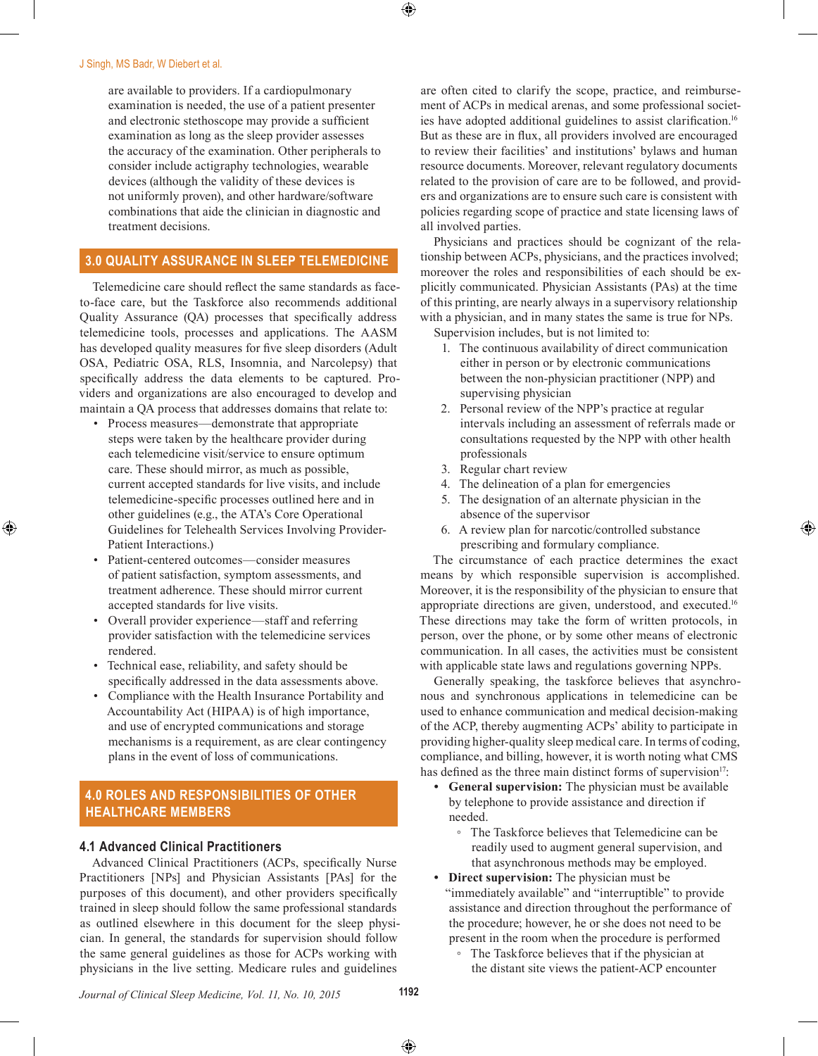are available to providers. If a cardiopulmonary examination is needed, the use of a patient presenter and electronic stethoscope may provide a sufficient examination as long as the sleep provider assesses the accuracy of the examination. Other peripherals to consider include actigraphy technologies, wearable devices (although the validity of these devices is not uniformly proven), and other hardware/software combinations that aide the clinician in diagnostic and treatment decisions.

## 3.0 QUALITY ASSURANCE IN SLEEP TELEMEDICINE

Telemedicine care should reflect the same standards as face-to-face care, but the Taskforce also recommends additional Quality Assurance (QA) processes that specifically address telemedicine tools, processes and applications. The AASM has developed quality measures for five sleep disorders (Adult OSA, Pediatric OSA, RLS, Insomnia, and Narcolepsy) that specifically address the data elements to be captured. Providers and organizations are also encouraged to develop and maintain a QA process that addresses domains that relate to:

- Process measures—demonstrate that appropriate steps were taken by the healthcare provider during each telemedicine visit/service to ensure optimum care. These should mirror, as much as possible, current accepted standards for live visits, and include telemedicine-specific processes outlined here and in other guidelines (e.g., the ATA's Core Operational Guidelines for Telehealth Services Involving Provider-Patient Interactions.)
- Patient-centered outcomes—consider measures of patient satisfaction, symptom assessments, and treatment adherence. These should mirror current accepted standards for live visits.
- Overall provider experience—staff and referring provider satisfaction with the telemedicine services rendered.
- Technical ease, reliability, and safety should be specifically addressed in the data assessments above.
- Compliance with the Health Insurance Portability and Accountability Act (HIPAA) is of high importance, and use of encrypted communications and storage mechanisms is a requirement, as are clear contingency plans in the event of loss of communications.

## 4.0 ROLES AND RESPONSIBILITIES OF OTHER HEALTHCARE MEMBERS

### 4.1 Advanced Clinical Practitioners

Advanced Clinical Practitioners (ACPs, specifically Nurse Practitioners [NPs] and Physician Assistants [PAs] for the purposes of this document), and other providers specifically trained in sleep should follow the same professional standards as outlined elsewhere in this document for the sleep physician. In general, the standards for supervision should follow the same general guidelines as those for ACPs working with physicians in the live setting. Medicare rules and guidelines are often cited to clarify the scope, practice, and reimbursement of ACPs in medical arenas, and some professional societies have adopted additional guidelines to assist clarification.[16] But as these are in flux, all providers involved are encouraged to review their facilities' and institutions' bylaws and human resource documents. Moreover, relevant regulatory documents related to the provision of care are to be followed, and providers and organizations are to ensure such care is consistent with policies regarding scope of practice and state licensing laws of all involved parties.

Physicians and practices should be cognizant of the relationship between ACPs, physicians, and the practices involved; moreover the roles and responsibilities of each should be explicitly communicated. Physician Assistants (PAs) at the time of this printing, are nearly always in a supervisory relationship with a physician, and in many states the same is true for NPs.

Supervision includes, but is not limited to:

1. The continuous availability of direct communication either in person or by electronic communications between the non-physician practitioner (NPP) and supervising physician
2. Personal review of the NPP's practice at regular intervals including an assessment of referrals made or consultations requested by the NPP with other health professionals
3. Regular chart review
4. The delineation of a plan for emergencies
5. The designation of an alternate physician in the absence of the supervisor
6. A review plan for narcotic/controlled substance prescribing and formulary compliance.

The circumstance of each practice determines the exact means by which responsible supervision is accomplished. Moreover, it is the responsibility of the physician to ensure that appropriate directions are given, understood, and executed.[16] These directions may take the form of written protocols, in person, over the phone, or by some other means of electronic communication. In all cases, the activities must be consistent with applicable state laws and regulations governing NPPs.

Generally speaking, the taskforce believes that asynchronous and synchronous applications in telemedicine can be used to enhance communication and medical decision-making of the ACP, thereby augmenting ACPs' ability to participate in providing higher-quality sleep medical care. In terms of coding, compliance, and billing, however, it is worth noting that CMS has defined as the three main distinct forms of supervision[17]:

- **General supervision:** The physician must be available by telephone to provide assistance and direction if needed.
  - The Taskforce believes that Telemedicine can be readily used to augment general supervision, and that asynchronous methods may be employed.
- **Direct supervision:** The physician must be "immediately available" and "interruptible" to provide assistance and direction throughout the performance of the procedure; however, he or she does not need to be present in the room when the procedure is performed
  - The Taskforce believes that if the physician at the distant site views the patient-ACP encounter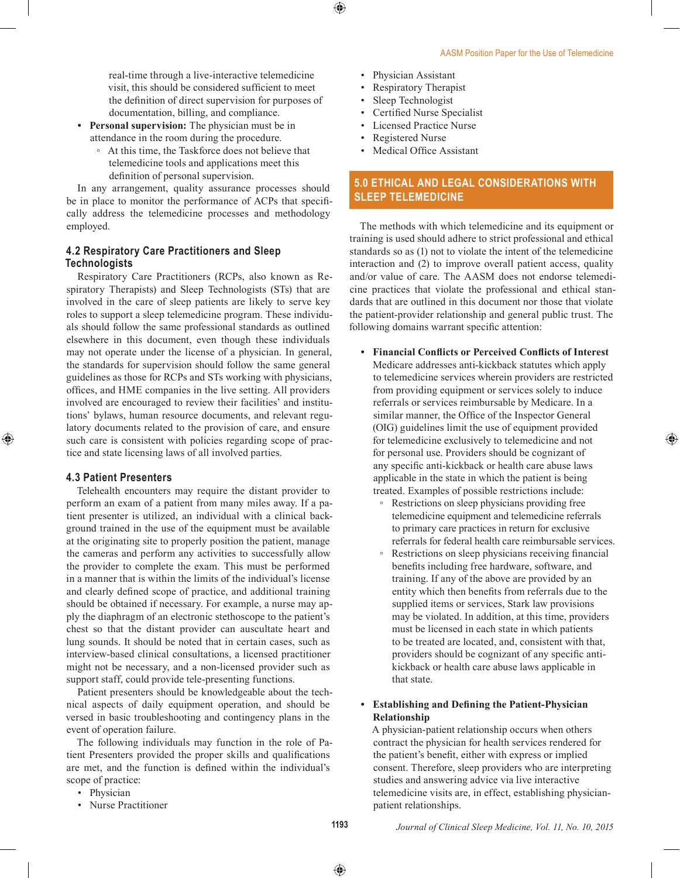real-time through a live-interactive telemedicine visit, this should be considered sufficient to meet the definition of direct supervision for purposes of documentation, billing, and compliance.

- **Personal supervision:** The physician must be in attendance in the room during the procedure.
  - At this time, the Taskforce does not believe that telemedicine tools and applications meet this definition of personal supervision.

In any arrangement, quality assurance processes should be in place to monitor the performance of ACPs that specifically address the telemedicine processes and methodology employed.

### 4.2 Respiratory Care Practitioners and Sleep Technologists

Respiratory Care Practitioners (RCPs, also known as Respiratory Therapists) and Sleep Technologists (STs) that are involved in the care of sleep patients are likely to serve key roles to support a sleep telemedicine program. These individuals should follow the same professional standards as outlined elsewhere in this document, even though these individuals may not operate under the license of a physician. In general, the standards for supervision should follow the same general guidelines as those for RCPs and STs working with physicians, offices, and HME companies in the live setting. All providers involved are encouraged to review their facilities' and institutions' bylaws, human resource documents, and relevant regulatory documents related to the provision of care, and ensure such care is consistent with policies regarding scope of practice and state licensing laws of all involved parties.

### 4.3 Patient Presenters

Telehealth encounters may require the distant provider to perform an exam of a patient from many miles away. If a patient presenter is utilized, an individual with a clinical background trained in the use of the equipment must be available at the originating site to properly position the patient, manage the cameras and perform any activities to successfully allow the provider to complete the exam. This must be performed in a manner that is within the limits of the individual's license and clearly defined scope of practice, and additional training should be obtained if necessary. For example, a nurse may apply the diaphragm of an electronic stethoscope to the patient's chest so that the distant provider can auscultate heart and lung sounds. It should be noted that in certain cases, such as interview-based clinical consultations, a licensed practitioner might not be necessary, and a non-licensed provider such as support staff, could provide tele-presenting functions.

Patient presenters should be knowledgeable about the technical aspects of daily equipment operation, and should be versed in basic troubleshooting and contingency plans in the event of operation failure.

The following individuals may function in the role of Patient Presenters provided the proper skills and qualifications are met, and the function is defined within the individual's scope of practice:

- Physician
- Nurse Practitioner
- Physician Assistant
- Respiratory Therapist
- Sleep Technologist
- Certified Nurse Specialist
- Licensed Practice Nurse
- Registered Nurse
- Medical Office Assistant

## 5.0 ETHICAL AND LEGAL CONSIDERATIONS WITH SLEEP TELEMEDICINE

The methods with which telemedicine and its equipment or training is used should adhere to strict professional and ethical standards so as (1) not to violate the intent of the telemedicine interaction and (2) to improve overall patient access, quality and/or value of care. The AASM does not endorse telemedicine practices that violate the professional and ethical standards that are outlined in this document nor those that violate the patient-provider relationship and general public trust. The following domains warrant specific attention:

- **Financial Conflicts or Perceived Conflicts of Interest**
  Medicare addresses anti-kickback statutes which apply to telemedicine services wherein providers are restricted from providing equipment or services solely to induce referrals or services reimbursable by Medicare. In a similar manner, the Office of the Inspector General (OIG) guidelines limit the use of equipment provided for telemedicine exclusively to telemedicine and not for personal use. Providers should be cognizant of any specific anti-kickback or health care abuse laws applicable in the state in which the patient is being treated. Examples of possible restrictions include:
  - Restrictions on sleep physicians providing free telemedicine equipment and telemedicine referrals to primary care practices in return for exclusive referrals for federal health care reimbursable services.
  - Restrictions on sleep physicians receiving financial benefits including free hardware, software, and training. If any of the above are provided by an entity which then benefits from referrals due to the supplied items or services, Stark law provisions may be violated. In addition, at this time, providers must be licensed in each state in which patients to be treated are located, and, consistent with that, providers should be cognizant of any specific anti-kickback or health care abuse laws applicable in that state.

- **Establishing and Defining the Patient-Physician Relationship**
  A physician-patient relationship occurs when others contract the physician for health services rendered for the patient's benefit, either with express or implied consent. Therefore, sleep providers who are interpreting studies and answering advice via live interactive telemedicine visits are, in effect, establishing physician-patient relationships.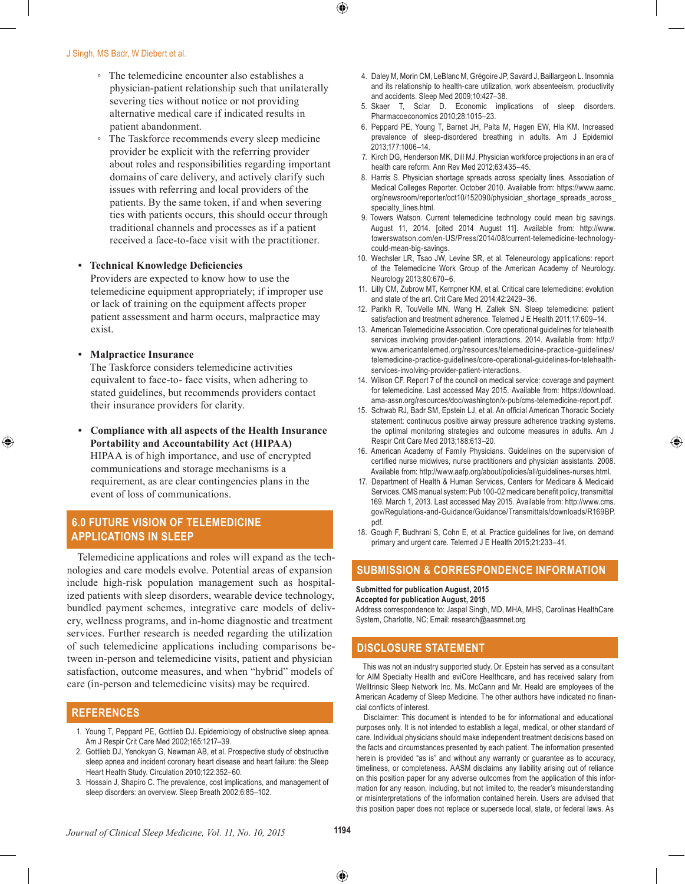- The telemedicine encounter also establishes a physician-patient relationship such that unilaterally severing ties without notice or not providing alternative medical care if indicated results in patient abandonment.
- The Taskforce recommends every sleep medicine provider be explicit with the referring provider about roles and responsibilities regarding important domains of care delivery, and actively clarify such issues with referring and local providers of the patients. By the same token, if and when severing ties with patients occurs, this should occur through traditional channels and processes as if a patient received a face-to-face visit with the practitioner.

- **Technical Knowledge Deficiencies**
  Providers are expected to know how to use the telemedicine equipment appropriately; if improper use or lack of training on the equipment affects proper patient assessment and harm occurs, malpractice may exist.

- **Malpractice Insurance**
  The Taskforce considers telemedicine activities equivalent to face-to- face visits, when adhering to stated guidelines, but recommends providers contact their insurance providers for clarity.

- **Compliance with all aspects of the Health Insurance Portability and Accountability Act (HIPAA)**
  HIPAA is of high importance, and use of encrypted communications and storage mechanisms is a requirement, as are clear contingencies plans in the event of loss of communications.

## 6.0 FUTURE VISION OF TELEMEDICINE APPLICATIONS IN SLEEP

Telemedicine applications and roles will expand as the technologies and care models evolve. Potential areas of expansion include high-risk population management such as hospitalized patients with sleep disorders, wearable device technology, bundled payment schemes, integrative care models of delivery, wellness programs, and in-home diagnostic and treatment services. Further research is needed regarding the utilization of such telemedicine applications including comparisons between in-person and telemedicine visits, patient and physician satisfaction, outcome measures, and when "hybrid" models of care (in-person and telemedicine visits) may be required.

## REFERENCES

1. Young T, Peppard PE, Gottlieb DJ. Epidemiology of obstructive sleep apnea. Am J Respir Crit Care Med 2002;165:1217–39.
2. Gottlieb DJ, Yenokyan G, Newman AB, et al. Prospective study of obstructive sleep apnea and incident coronary heart disease and heart failure: the Sleep Heart Health Study. Circulation 2010;122:352–60.
3. Hossain J, Shapiro C. The prevalence, cost implications, and management of sleep disorders: an overview. Sleep Breath 2002;6:85–102.
4. Daley M, Morin CM, LeBlanc M, Grégoire JP, Savard J, Baillargeon L. Insomnia and its relationship to health-care utilization, work absenteeism, productivity and accidents. Sleep Med 2009;10:427–38.
5. Skaer T, Sclar D. Economic implications of sleep disorders. Pharmacoeconomics 2010;28:1015–23.
6. Peppard PE, Young T, Barnet JH, Palta M, Hagen EW, Hla KM. Increased prevalence of sleep-disordered breathing in adults. Am J Epidemiol 2013;177:1006–14.
7. Kirch DG, Henderson MK, Dill MJ. Physician workforce projections in an era of health care reform. Ann Rev Med 2012;63:435–45.
8. Harris S. Physician shortage spreads across specialty lines. Association of Medical Colleges Reporter. October 2010. Available from: https://www.aamc.org/newsroom/reporter/oct10/152090/physician_shortage_spreads_across_specialty_lines.html.
9. Towers Watson. Current telemedicine technology could mean big savings. August 11, 2014. [cited 2014 August 11]. Available from: http://www.towerswatson.com/en-US/Press/2014/08/current-telemedicine-technology-could-mean-big-savings.
10. Wechsler LR, Tsao JW, Levine SR, et al. Teleneurology applications: report of the Telemedicine Work Group of the American Academy of Neurology. Neurology 2013;80:670–6.
11. Lilly CM, Zubrow MT, Kempner KM, et al. Critical care telemedicine: evolution and state of the art. Crit Care Med 2014;42:2429–36.
12. Parikh R, TouVelle MN, Wang H, Zallek SN. Sleep telemedicine: patient satisfaction and treatment adherence. Telemed J E Health 2011;17:609–14.
13. American Telemedicine Association. Core operational guidelines for telehealth services involving provider-patient interactions. 2014. Available from: http://www.americantelemed.org/resources/telemedicine-practice-guidelines/telemedicine-practice-guidelines/core-operational-guidelines-for-telehealth-services-involving-provider-patient-interactions.
14. Wilson CF. Report 7 of the council on medical service: coverage and payment for telemedicine. Last accessed May 2015. Available from: https://download.ama-assn.org/resources/doc/washington/x-pub/cms-telemedicine-report.pdf.
15. Schwab RJ, Badr SM, Epstein LJ, et al. An official American Thoracic Society statement: continuous positive airway pressure adherence tracking systems. the optimal monitoring strategies and outcome measures in adults. Am J Respir Crit Care Med 2013;188:613–20.
16. American Academy of Family Physicians. Guidelines on the supervision of certified nurse midwives, nurse practitioners and physician assistants. 2008. Available from: http://www.aafp.org/about/policies/all/guidelines-nurses.html.
17. Department of Health & Human Services, Centers for Medicare & Medicaid Services. CMS manual system: Pub 100-02 medicare benefit policy, transmittal 169. March 1, 2013. Last accessed May 2015. Available from: http://www.cms.gov/Regulations-and-Guidance/Guidance/Transmittals/downloads/R169BP.pdf.
18. Gough F, Budhrani S, Cohn E, et al. Practice guidelines for live, on demand primary and urgent care. Telemed J E Health 2015;21:233–41.

## SUBMISSION & CORRESPONDENCE INFORMATION

**Submitted for publication August, 2015**
**Accepted for publication August, 2015**
Address correspondence to: Jaspal Singh, MD, MHA, MHS, Carolinas HealthCare System, Charlotte, NC; Email: research@aasmnet.org

## DISCLOSURE STATEMENT

This was not an industry supported study. Dr. Epstein has served as a consultant for AIM Specialty Health and eviCore Healthcare, and has received salary from Wellltrinsic Sleep Network Inc. Ms. McCann and Mr. Heald are employees of the American Academy of Sleep Medicine. The other authors have indicated no financial conflicts of interest.

Disclaimer: This document is intended to be for informational and educational purposes only. It is not intended to establish a legal, medical, or other standard of care. Individual physicians should make independent treatment decisions based on the facts and circumstances presented by each patient. The information presented herein is provided "as is" and without any warranty or guarantee as to accuracy, timeliness, or completeness. AASM disclaims any liability arising out of reliance on this position paper for any adverse outcomes from the application of this information for any reason, including, but not limited to, the reader's misunderstanding or misinterpretations of the information contained herein. Users are advised that this position paper does not replace or supersede local, state, or federal laws. As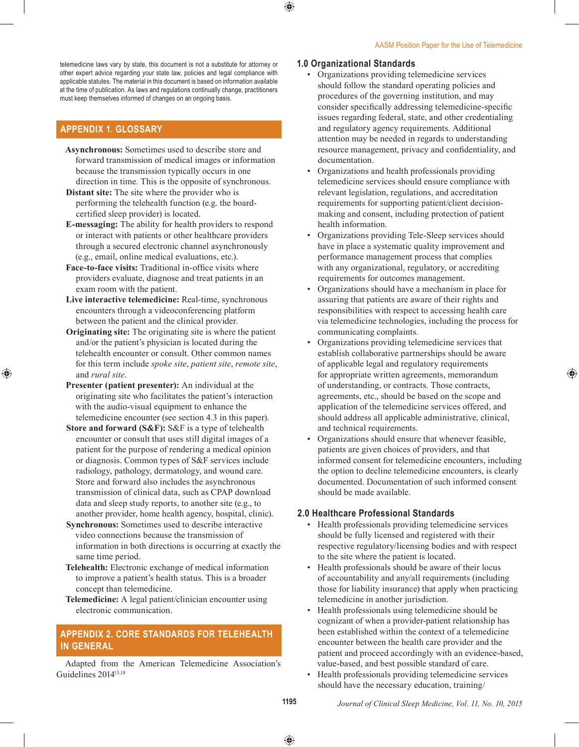telemedicine laws vary by state, this document is not a substitute for attorney or other expert advice regarding your state law, policies and legal compliance with applicable statutes. The material in this document is based on information available at the time of publication. As laws and regulations continually change, practitioners must keep themselves informed of changes on an ongoing basis.

## APPENDIX 1. GLOSSARY

**Asynchronous:** Sometimes used to describe store and forward transmission of medical images or information because the transmission typically occurs in one direction in time. This is the opposite of synchronous.

**Distant site:** The site where the provider who is performing the telehealth function (e.g. the board-certified sleep provider) is located.

**E-messaging:** The ability for health providers to respond or interact with patients or other healthcare providers through a secured electronic channel asynchronously (e.g., email, online medical evaluations, etc.).

**Face-to-face visits:** Traditional in-office visits where providers evaluate, diagnose and treat patients in an exam room with the patient.

**Live interactive telemedicine:** Real-time, synchronous encounters through a videoconferencing platform between the patient and the clinical provider.

**Originating site:** The originating site is where the patient and/or the patient's physician is located during the telehealth encounter or consult. Other common names for this term include *spoke site*, *patient site*, *remote site*, and *rural site*.

**Presenter (patient presenter):** An individual at the originating site who facilitates the patient's interaction with the audio-visual equipment to enhance the telemedicine encounter (see section 4.3 in this paper).

**Store and forward (S&F):** S&F is a type of telehealth encounter or consult that uses still digital images of a patient for the purpose of rendering a medical opinion or diagnosis. Common types of S&F services include radiology, pathology, dermatology, and wound care. Store and forward also includes the asynchronous transmission of clinical data, such as CPAP download data and sleep study reports, to another site (e.g., to another provider, home health agency, hospital, clinic).

**Synchronous:** Sometimes used to describe interactive video connections because the transmission of information in both directions is occurring at exactly the same time period.

**Telehealth:** Electronic exchange of medical information to improve a patient's health status. This is a broader concept than telemedicine.

**Telemedicine:** A legal patient/clinician encounter using electronic communication.

## APPENDIX 2. CORE STANDARDS FOR TELEHEALTH IN GENERAL

Adapted from the American Telemedicine Association's Guidelines 2014[13,18]

### 1.0 Organizational Standards

- Organizations providing telemedicine services should follow the standard operating policies and procedures of the governing institution, and may consider specifically addressing telemedicine-specific issues regarding federal, state, and other credentialing and regulatory agency requirements. Additional attention may be needed in regards to understanding resource management, privacy and confidentiality, and documentation.
- Organizations and health professionals providing telemedicine services should ensure compliance with relevant legislation, regulations, and accreditation requirements for supporting patient/client decision-making and consent, including protection of patient health information.
- Organizations providing Tele-Sleep services should have in place a systematic quality improvement and performance management process that complies with any organizational, regulatory, or accrediting requirements for outcomes management.
- Organizations should have a mechanism in place for assuring that patients are aware of their rights and responsibilities with respect to accessing health care via telemedicine technologies, including the process for communicating complaints.
- Organizations providing telemedicine services that establish collaborative partnerships should be aware of applicable legal and regulatory requirements for appropriate written agreements, memorandum of understanding, or contracts. Those contracts, agreements, etc., should be based on the scope and application of the telemedicine services offered, and should address all applicable administrative, clinical, and technical requirements.
- Organizations should ensure that whenever feasible, patients are given choices of providers, and that informed consent for telemedicine encounters, including the option to decline telemedicine encounters, is clearly documented. Documentation of such informed consent should be made available.

### 2.0 Healthcare Professional Standards

- Health professionals providing telemedicine services should be fully licensed and registered with their respective regulatory/licensing bodies and with respect to the site where the patient is located.
- Health professionals should be aware of their locus of accountability and any/all requirements (including those for liability insurance) that apply when practicing telemedicine in another jurisdiction.
- Health professionals using telemedicine should be cognizant of when a provider-patient relationship has been established within the context of a telemedicine encounter between the health care provider and the patient and proceed accordingly with an evidence-based, value-based, and best possible standard of care.
- Health professionals providing telemedicine services should have the necessary education, training/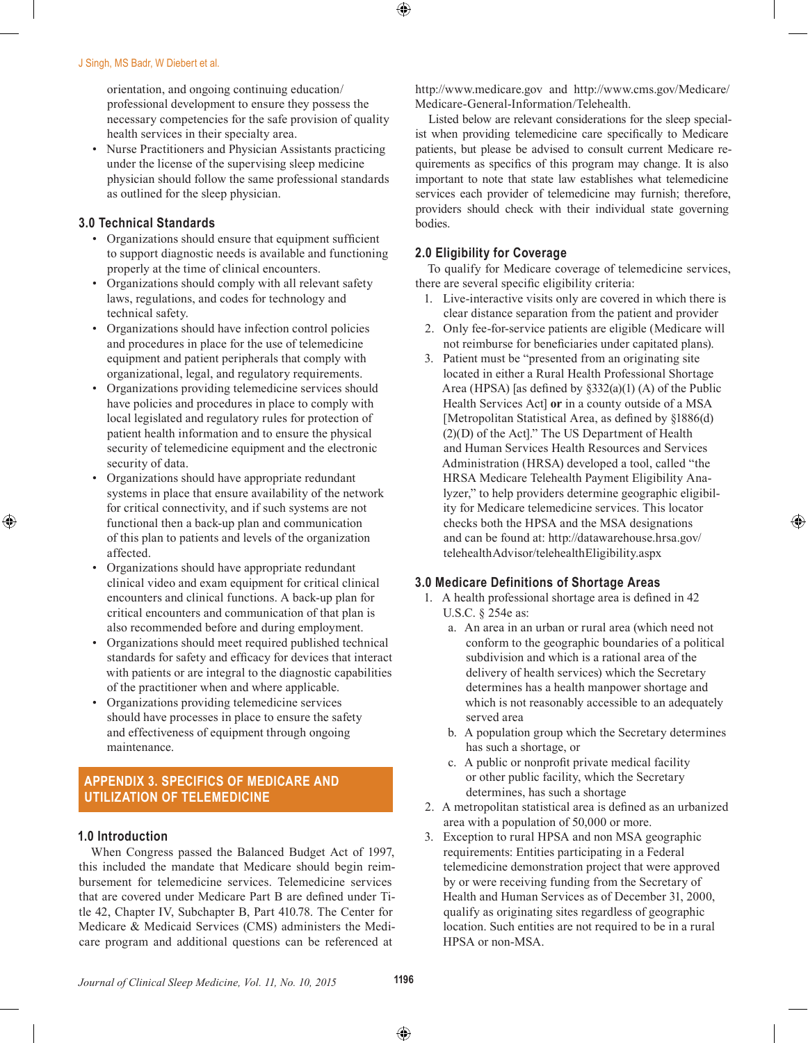orientation, and ongoing continuing education/professional development to ensure they possess the necessary competencies for the safe provision of quality health services in their specialty area.
- Nurse Practitioners and Physician Assistants practicing under the license of the supervising sleep medicine physician should follow the same professional standards as outlined for the sleep physician.

### 3.0 Technical Standards

- Organizations should ensure that equipment sufficient to support diagnostic needs is available and functioning properly at the time of clinical encounters.
- Organizations should comply with all relevant safety laws, regulations, and codes for technology and technical safety.
- Organizations should have infection control policies and procedures in place for the use of telemedicine equipment and patient peripherals that comply with organizational, legal, and regulatory requirements.
- Organizations providing telemedicine services should have policies and procedures in place to comply with local legislated and regulatory rules for protection of patient health information and to ensure the physical security of telemedicine equipment and the electronic security of data.
- Organizations should have appropriate redundant systems in place that ensure availability of the network for critical connectivity, and if such systems are not functional then a back-up plan and communication of this plan to patients and levels of the organization affected.
- Organizations should have appropriate redundant clinical video and exam equipment for critical clinical encounters and clinical functions. A back-up plan for critical encounters and communication of that plan is also recommended before and during employment.
- Organizations should meet required published technical standards for safety and efficacy for devices that interact with patients or are integral to the diagnostic capabilities of the practitioner when and where applicable.
- Organizations providing telemedicine services should have processes in place to ensure the safety and effectiveness of equipment through ongoing maintenance.

## APPENDIX 3. SPECIFICS OF MEDICARE AND UTILIZATION OF TELEMEDICINE

### 1.0 Introduction

When Congress passed the Balanced Budget Act of 1997, this included the mandate that Medicare should begin reimbursement for telemedicine services. Telemedicine services that are covered under Medicare Part B are defined under Title 42, Chapter IV, Subchapter B, Part 410.78. The Center for Medicare & Medicaid Services (CMS) administers the Medicare program and additional questions can be referenced at http://www.medicare.gov and http://www.cms.gov/Medicare/Medicare-General-Information/Telehealth.

Listed below are relevant considerations for the sleep specialist when providing telemedicine care specifically to Medicare patients, but please be advised to consult current Medicare requirements as specifics of this program may change. It is also important to note that state law establishes what telemedicine services each provider of telemedicine may furnish; therefore, providers should check with their individual state governing bodies.

### 2.0 Eligibility for Coverage

To qualify for Medicare coverage of telemedicine services, there are several specific eligibility criteria:

1. Live-interactive visits only are covered in which there is clear distance separation from the patient and provider
2. Only fee-for-service patients are eligible (Medicare will not reimburse for beneficiaries under capitated plans).
3. Patient must be "presented from an originating site located in either a Rural Health Professional Shortage Area (HPSA) [as defined by §332(a)(1) (A) of the Public Health Services Act] **or** in a county outside of a MSA [Metropolitan Statistical Area, as defined by §1886(d)(2)(D) of the Act]." The US Department of Health and Human Services Health Resources and Services Administration (HRSA) developed a tool, called "the HRSA Medicare Telehealth Payment Eligibility Analyzer," to help providers determine geographic eligibility for Medicare telemedicine services. This locator checks both the HPSA and the MSA designations and can be found at: http://datawarehouse.hrsa.gov/telehealthAdvisor/telehealthEligibility.aspx

### 3.0 Medicare Definitions of Shortage Areas

1. A health professional shortage area is defined in 42 U.S.C. § 254e as:
   a. An area in an urban or rural area (which need not conform to the geographic boundaries of a political subdivision and which is a rational area of the delivery of health services) which the Secretary determines has a health manpower shortage and which is not reasonably accessible to an adequately served area
   b. A population group which the Secretary determines has such a shortage, or
   c. A public or nonprofit private medical facility or other public facility, which the Secretary determines, has such a shortage
2. A metropolitan statistical area is defined as an urbanized area with a population of 50,000 or more.
3. Exception to rural HPSA and non MSA geographic requirements: Entities participating in a Federal telemedicine demonstration project that were approved by or were receiving funding from the Secretary of Health and Human Services as of December 31, 2000, qualify as originating sites regardless of geographic location. Such entities are not required to be in a rural HPSA or non-MSA.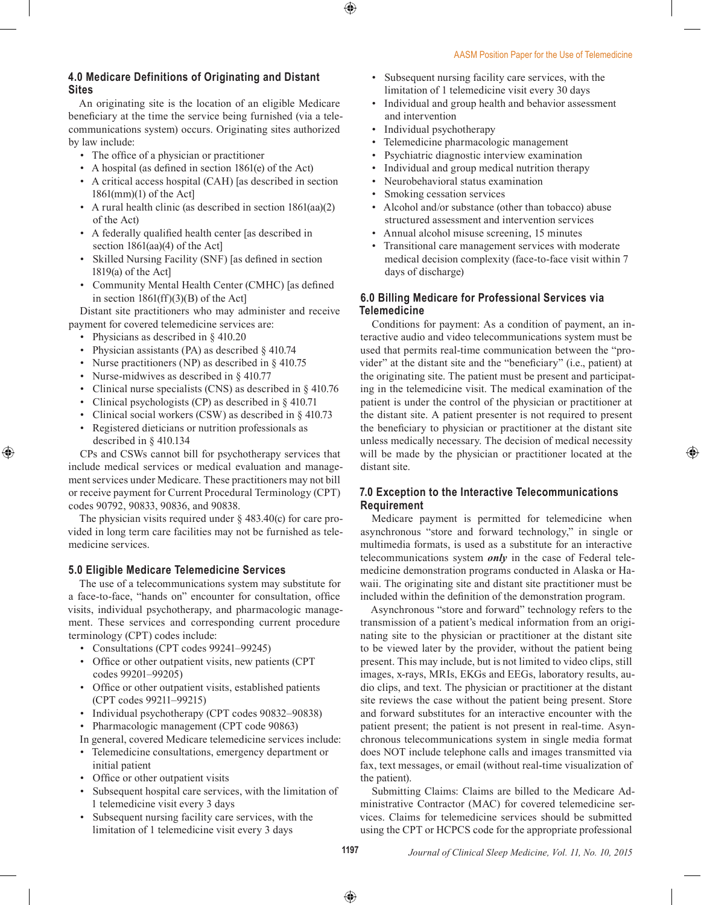## 4.0 Medicare Definitions of Originating and Distant Sites

An originating site is the location of an eligible Medicare beneficiary at the time the service being furnished (via a telecommunications system) occurs. Originating sites authorized by law include:

- The office of a physician or practitioner
- A hospital (as defined in section 1861(e) of the Act)
- A critical access hospital (CAH) [as described in section 1861(mm)(1) of the Act]
- A rural health clinic (as described in section 1861(aa)(2) of the Act)
- A federally qualified health center [as described in section 1861(aa)(4) of the Act]
- Skilled Nursing Facility (SNF) [as defined in section 1819(a) of the Act]
- Community Mental Health Center (CMHC) [as defined in section 1861(ff)(3)(B) of the Act]

Distant site practitioners who may administer and receive payment for covered telemedicine services are:

- Physicians as described in § 410.20
- Physician assistants (PA) as described § 410.74
- Nurse practitioners (NP) as described in § 410.75
- Nurse-midwives as described in § 410.77
- Clinical nurse specialists (CNS) as described in § 410.76
- Clinical psychologists (CP) as described in § 410.71
- Clinical social workers (CSW) as described in § 410.73
- Registered dieticians or nutrition professionals as described in § 410.134

CPs and CSWs cannot bill for psychotherapy services that include medical services or medical evaluation and management services under Medicare. These practitioners may not bill or receive payment for Current Procedural Terminology (CPT) codes 90792, 90833, 90836, and 90838.

The physician visits required under § 483.40(c) for care provided in long term care facilities may not be furnished as telemedicine services.

## 5.0 Eligible Medicare Telemedicine Services

The use of a telecommunications system may substitute for a face-to-face, "hands on" encounter for consultation, office visits, individual psychotherapy, and pharmacologic management. These services and corresponding current procedure terminology (CPT) codes include:

- Consultations (CPT codes 99241–99245)
- Office or other outpatient visits, new patients (CPT codes 99201–99205)
- Office or other outpatient visits, established patients (CPT codes 99211–99215)
- Individual psychotherapy (CPT codes 90832–90838)
- Pharmacologic management (CPT code 90863)

In general, covered Medicare telemedicine services include:

- Telemedicine consultations, emergency department or initial patient
- Office or other outpatient visits
- Subsequent hospital care services, with the limitation of 1 telemedicine visit every 3 days
- Subsequent nursing facility care services, with the limitation of 1 telemedicine visit every 3 days
- Subsequent nursing facility care services, with the limitation of 1 telemedicine visit every 30 days
- Individual and group health and behavior assessment and intervention
- Individual psychotherapy
- Telemedicine pharmacologic management
- Psychiatric diagnostic interview examination
- Individual and group medical nutrition therapy
- Neurobehavioral status examination
- Smoking cessation services
- Alcohol and/or substance (other than tobacco) abuse structured assessment and intervention services
- Annual alcohol misuse screening, 15 minutes
- Transitional care management services with moderate medical decision complexity (face-to-face visit within 7 days of discharge)

## 6.0 Billing Medicare for Professional Services via Telemedicine

Conditions for payment: As a condition of payment, an interactive audio and video telecommunications system must be used that permits real-time communication between the "provider" at the distant site and the "beneficiary" (i.e., patient) at the originating site. The patient must be present and participating in the telemedicine visit. The medical examination of the patient is under the control of the physician or practitioner at the distant site. A patient presenter is not required to present the beneficiary to physician or practitioner at the distant site unless medically necessary. The decision of medical necessity will be made by the physician or practitioner located at the distant site.

## 7.0 Exception to the Interactive Telecommunications Requirement

Medicare payment is permitted for telemedicine when asynchronous "store and forward technology," in single or multimedia formats, is used as a substitute for an interactive telecommunications system ***only*** in the case of Federal telemedicine demonstration programs conducted in Alaska or Hawaii. The originating site and distant site practitioner must be included within the definition of the demonstration program.

Asynchronous "store and forward" technology refers to the transmission of a patient's medical information from an originating site to the physician or practitioner at the distant site to be viewed later by the provider, without the patient being present. This may include, but is not limited to video clips, still images, x-rays, MRIs, EKGs and EEGs, laboratory results, audio clips, and text. The physician or practitioner at the distant site reviews the case without the patient being present. Store and forward substitutes for an interactive encounter with the patient present; the patient is not present in real-time. Asynchronous telecommunications system in single media format does NOT include telephone calls and images transmitted via fax, text messages, or email (without real-time visualization of the patient).

Submitting Claims: Claims are billed to the Medicare Administrative Contractor (MAC) for covered telemedicine services. Claims for telemedicine services should be submitted using the CPT or HCPCS code for the appropriate professional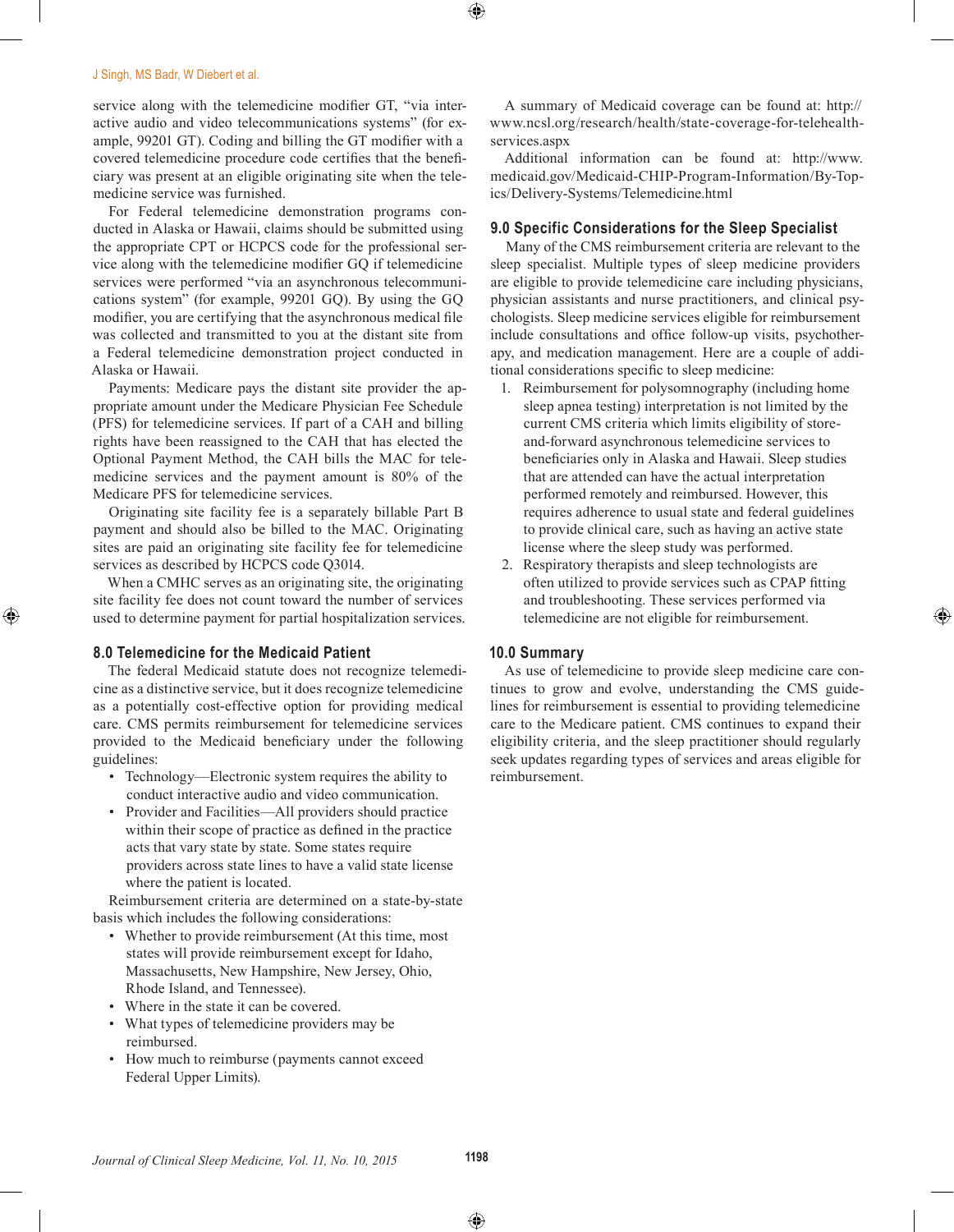service along with the telemedicine modifier GT, "via interactive audio and video telecommunications systems" (for example, 99201 GT). Coding and billing the GT modifier with a covered telemedicine procedure code certifies that the beneficiary was present at an eligible originating site when the telemedicine service was furnished.

For Federal telemedicine demonstration programs conducted in Alaska or Hawaii, claims should be submitted using the appropriate CPT or HCPCS code for the professional service along with the telemedicine modifier GQ if telemedicine services were performed "via an asynchronous telecommunications system" (for example, 99201 GQ). By using the GQ modifier, you are certifying that the asynchronous medical file was collected and transmitted to you at the distant site from a Federal telemedicine demonstration project conducted in Alaska or Hawaii.

Payments: Medicare pays the distant site provider the appropriate amount under the Medicare Physician Fee Schedule (PFS) for telemedicine services. If part of a CAH and billing rights have been reassigned to the CAH that has elected the Optional Payment Method, the CAH bills the MAC for telemedicine services and the payment amount is 80% of the Medicare PFS for telemedicine services.

Originating site facility fee is a separately billable Part B payment and should also be billed to the MAC. Originating sites are paid an originating site facility fee for telemedicine services as described by HCPCS code Q3014.

When a CMHC serves as an originating site, the originating site facility fee does not count toward the number of services used to determine payment for partial hospitalization services.

## 8.0 Telemedicine for the Medicaid Patient

The federal Medicaid statute does not recognize telemedicine as a distinctive service, but it does recognize telemedicine as a potentially cost-effective option for providing medical care. CMS permits reimbursement for telemedicine services provided to the Medicaid beneficiary under the following guidelines:

- Technology—Electronic system requires the ability to conduct interactive audio and video communication.
- Provider and Facilities—All providers should practice within their scope of practice as defined in the practice acts that vary state by state. Some states require providers across state lines to have a valid state license where the patient is located.

Reimbursement criteria are determined on a state-by-state basis which includes the following considerations:

- Whether to provide reimbursement (At this time, most states will provide reimbursement except for Idaho, Massachusetts, New Hampshire, New Jersey, Ohio, Rhode Island, and Tennessee).
- Where in the state it can be covered.
- What types of telemedicine providers may be reimbursed.
- How much to reimburse (payments cannot exceed Federal Upper Limits).

A summary of Medicaid coverage can be found at: http://www.ncsl.org/research/health/state-coverage-for-telehealth-services.aspx

Additional information can be found at: http://www.medicaid.gov/Medicaid-CHIP-Program-Information/By-Topics/Delivery-Systems/Telemedicine.html

## 9.0 Specific Considerations for the Sleep Specialist

Many of the CMS reimbursement criteria are relevant to the sleep specialist. Multiple types of sleep medicine providers are eligible to provide telemedicine care including physicians, physician assistants and nurse practitioners, and clinical psychologists. Sleep medicine services eligible for reimbursement include consultations and office follow-up visits, psychotherapy, and medication management. Here are a couple of additional considerations specific to sleep medicine:

1. Reimbursement for polysomnography (including home sleep apnea testing) interpretation is not limited by the current CMS criteria which limits eligibility of store-and-forward asynchronous telemedicine services to beneficiaries only in Alaska and Hawaii. Sleep studies that are attended can have the actual interpretation performed remotely and reimbursed. However, this requires adherence to usual state and federal guidelines to provide clinical care, such as having an active state license where the sleep study was performed.
2. Respiratory therapists and sleep technologists are often utilized to provide services such as CPAP fitting and troubleshooting. These services performed via telemedicine are not eligible for reimbursement.

## 10.0 Summary

As use of telemedicine to provide sleep medicine care continues to grow and evolve, understanding the CMS guidelines for reimbursement is essential to providing telemedicine care to the Medicare patient. CMS continues to expand their eligibility criteria, and the sleep practitioner should regularly seek updates regarding types of services and areas eligible for reimbursement.